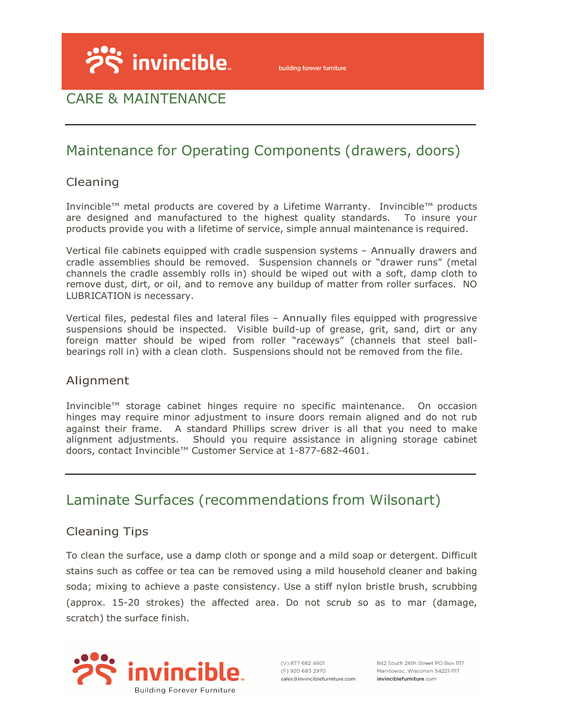# CARE & MAINTENANCE

## Maintenance for Operating Components (drawers, doors)

### Cleaning

Invincible™ metal products are covered by a Lifetime Warranty. Invincible™ products are designed and manufactured to the highest quality standards. To insure your products provide you with a lifetime of service, simple annual maintenance is required.

Vertical file cabinets equipped with cradle suspension systems – Annually drawers and cradle assemblies should be removed. Suspension channels or "drawer runs" (metal channels the cradle assembly rolls in) should be wiped out with a soft, damp cloth to remove dust, dirt, or oil, and to remove any buildup of matter from roller surfaces. NO LUBRICATION is necessary.

Vertical files, pedestal files and lateral files – Annually files equipped with progressive suspensions should be inspected. Visible build-up of grease, grit, sand, dirt or any foreign matter should be wiped from roller "raceways" (channels that steel ball-bearings roll in) with a clean cloth. Suspensions should not be removed from the file.

### Alignment

Invincible™ storage cabinet hinges require no specific maintenance. On occasion hinges may require minor adjustment to insure doors remain aligned and do not rub against their frame. A standard Phillips screw driver is all that you need to make alignment adjustments. Should you require assistance in aligning storage cabinet doors, contact Invincible™ Customer Service at 1-877-682-4601.

## Laminate Surfaces (recommendations from Wilsonart)

### Cleaning Tips

To clean the surface, use a damp cloth or sponge and a mild soap or detergent. Difficult stains such as coffee or tea can be removed using a mild household cleaner and baking soda; mixing to achieve a paste consistency. Use a stiff nylon bristle brush, scrubbing (approx. 15-20 strokes) the affected area. Do not scrub so as to mar (damage, scratch) the surface finish.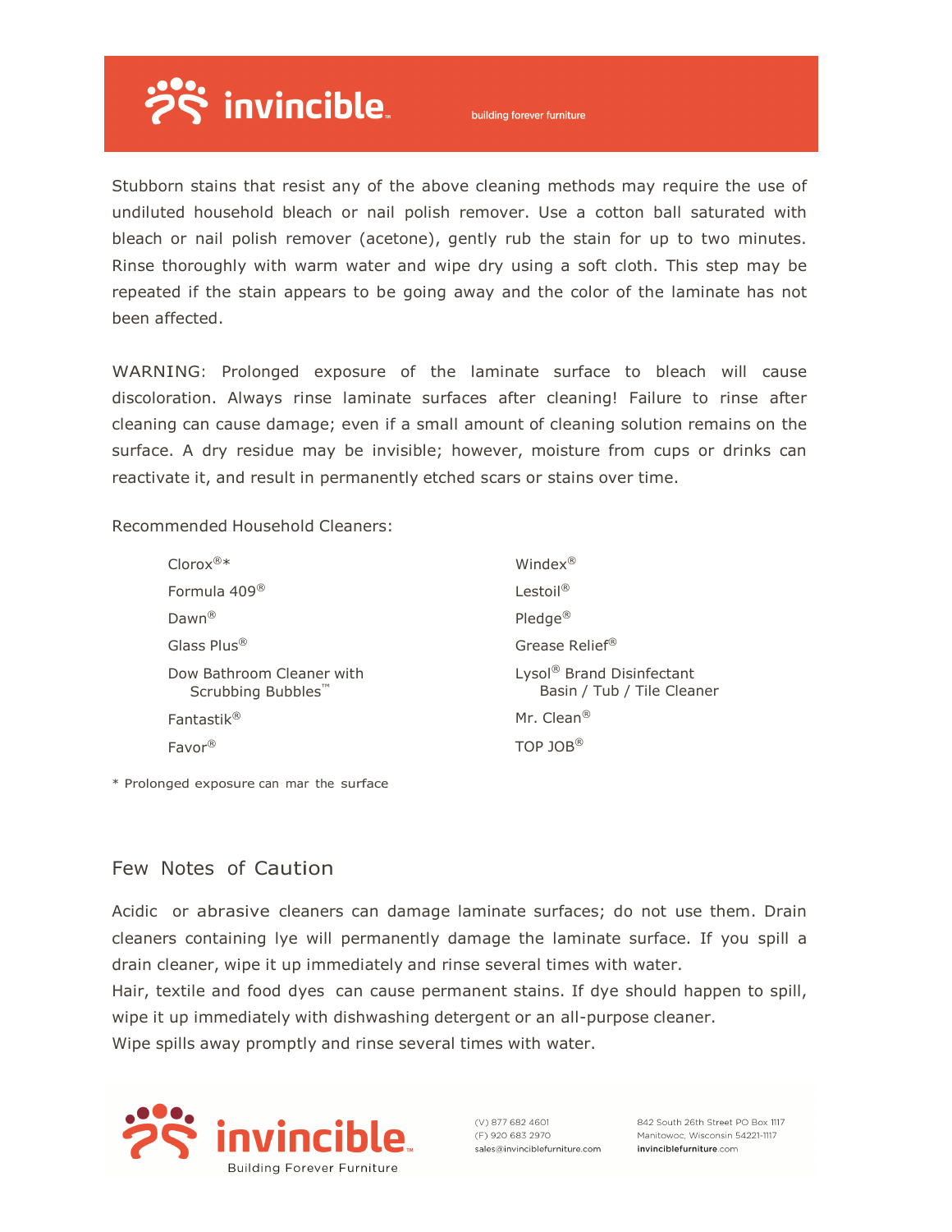Stubborn stains that resist any of the above cleaning methods may require the use of undiluted household bleach or nail polish remover. Use a cotton ball saturated with bleach or nail polish remover (acetone), gently rub the stain for up to two minutes. Rinse thoroughly with warm water and wipe dry using a soft cloth. This step may be repeated if the stain appears to be going away and the color of the laminate has not been affected.

WARNING: Prolonged exposure of the laminate surface to bleach will cause discoloration. Always rinse laminate surfaces after cleaning! Failure to rinse after cleaning can cause damage; even if a small amount of cleaning solution remains on the surface. A dry residue may be invisible; however, moisture from cups or drinks can reactivate it, and result in permanently etched scars or stains over time.

Recommended Household Cleaners:

- Clorox®*
- Formula 409®
- Dawn®
- Glass Plus®
- Dow Bathroom Cleaner with Scrubbing Bubbles™
- Fantastik®
- Favor®
- Windex®
- Lestoil®
- Pledge®
- Grease Relief®
- Lysol® Brand Disinfectant Basin / Tub / Tile Cleaner
- Mr. Clean®
- TOP JOB®

* Prolonged exposure can mar the surface

## Few Notes of Caution

Acidic or abrasive cleaners can damage laminate surfaces; do not use them. Drain cleaners containing lye will permanently damage the laminate surface. If you spill a drain cleaner, wipe it up immediately and rinse several times with water.
Hair, textile and food dyes can cause permanent stains. If dye should happen to spill, wipe it up immediately with dishwashing detergent or an all-purpose cleaner.
Wipe spills away promptly and rinse several times with water.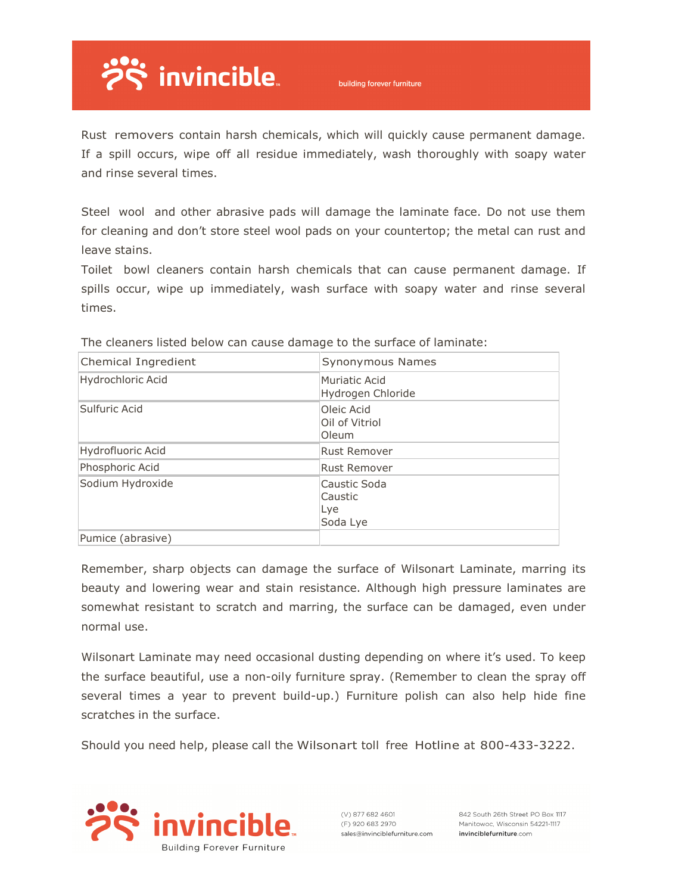Rust removers contain harsh chemicals, which will quickly cause permanent damage. If a spill occurs, wipe off all residue immediately, wash thoroughly with soapy water and rinse several times.

Steel wool and other abrasive pads will damage the laminate face. Do not use them for cleaning and don't store steel wool pads on your countertop; the metal can rust and leave stains.

Toilet bowl cleaners contain harsh chemicals that can cause permanent damage. If spills occur, wipe up immediately, wash surface with soapy water and rinse several times.

The cleaners listed below can cause damage to the surface of laminate:

| Chemical Ingredient | Synonymous Names |
|---|---|
| Hydrochloric Acid | Muriatic Acid<br>Hydrogen Chloride |
| Sulfuric Acid | Oleic Acid<br>Oil of Vitriol<br>Oleum |
| Hydrofluoric Acid | Rust Remover |
| Phosphoric Acid | Rust Remover |
| Sodium Hydroxide | Caustic Soda<br>Caustic<br>Lye<br>Soda Lye |
| Pumice (abrasive) | |

Remember, sharp objects can damage the surface of Wilsonart Laminate, marring its beauty and lowering wear and stain resistance. Although high pressure laminates are somewhat resistant to scratch and marring, the surface can be damaged, even under normal use.

Wilsonart Laminate may need occasional dusting depending on where it's used. To keep the surface beautiful, use a non-oily furniture spray. (Remember to clean the spray off several times a year to prevent build-up.) Furniture polish can also help hide fine scratches in the surface.

Should you need help, please call the Wilsonart toll free Hotline at 800-433-3222.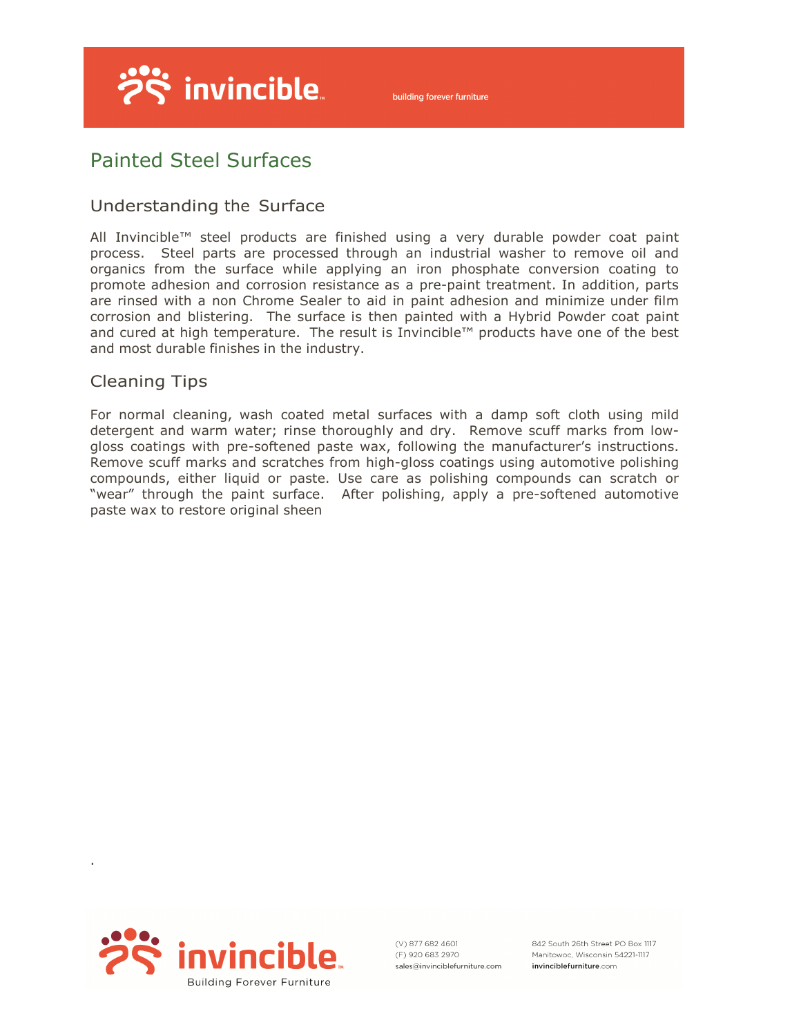# Painted Steel Surfaces

## Understanding the Surface

All Invincible™ steel products are finished using a very durable powder coat paint process. Steel parts are processed through an industrial washer to remove oil and organics from the surface while applying an iron phosphate conversion coating to promote adhesion and corrosion resistance as a pre-paint treatment. In addition, parts are rinsed with a non Chrome Sealer to aid in paint adhesion and minimize under film corrosion and blistering. The surface is then painted with a Hybrid Powder coat paint and cured at high temperature. The result is Invincible™ products have one of the best and most durable finishes in the industry.

## Cleaning Tips

For normal cleaning, wash coated metal surfaces with a damp soft cloth using mild detergent and warm water; rinse thoroughly and dry. Remove scuff marks from low-gloss coatings with pre-softened paste wax, following the manufacturer's instructions. Remove scuff marks and scratches from high-gloss coatings using automotive polishing compounds, either liquid or paste. Use care as polishing compounds can scratch or "wear" through the paint surface. After polishing, apply a pre-softened automotive paste wax to restore original sheen